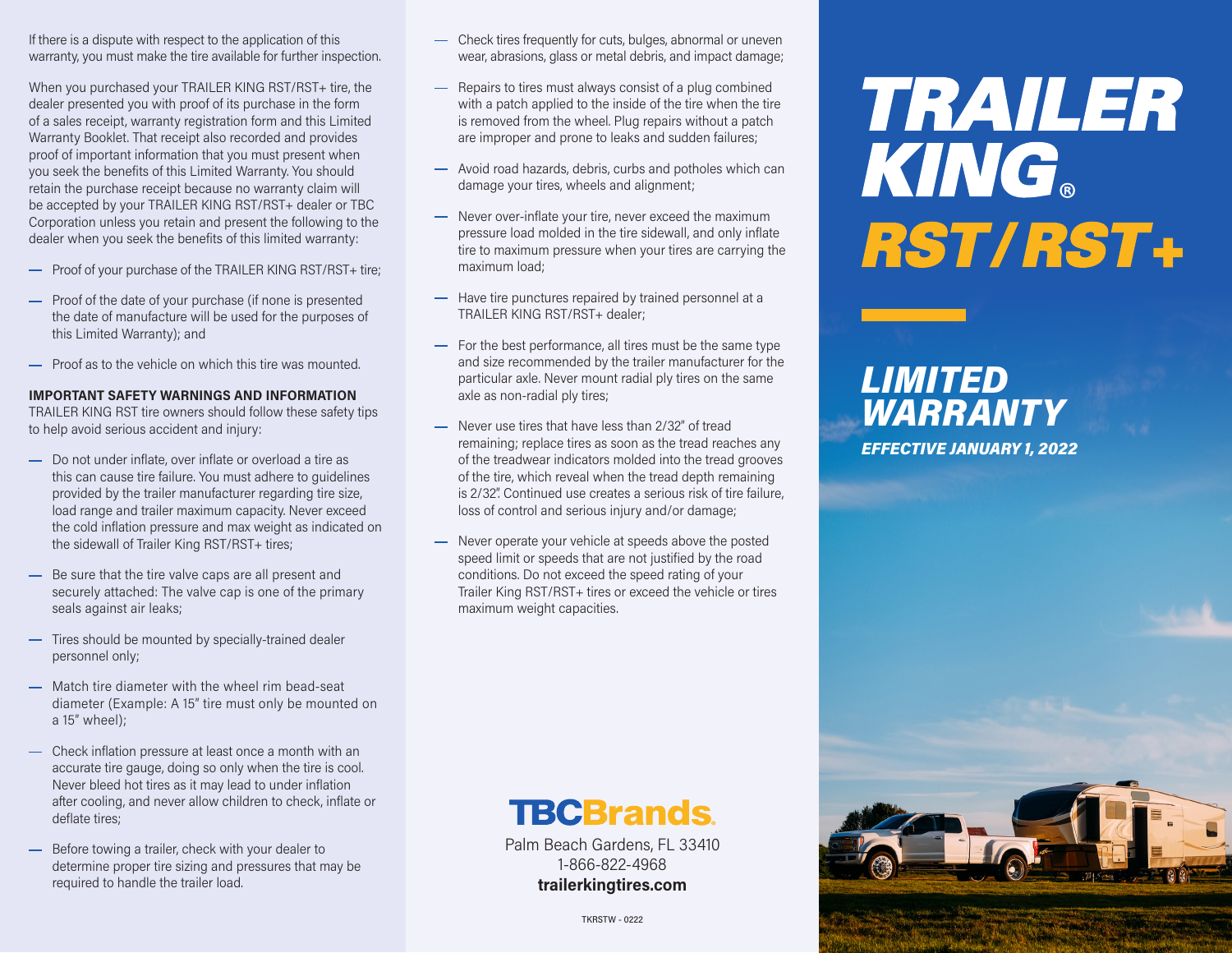If there is a dispute with respect to the application of this warranty, you must make the tire available for further inspection.

When you purchased your TRAILER KING RST/RST+ tire, the dealer presented you with proof of its purchase in the form of a sales receipt, warranty registration form and this Limited Warranty Booklet. That receipt also recorded and provides proof of important information that you must present when you seek the benefits of this Limited Warranty. You should retain the purchase receipt because no warranty claim will be accepted by your TRAILER KING RST/RST+ dealer or TBC Corporation unless you retain and present the following to the dealer when you seek the benefits of this limited warranty:

- Proof of your purchase of the TRAILER KING RST/RST+ tire;
- Proof of the date of your purchase (if none is presented the date of manufacture will be used for the purposes of this Limited Warranty); and
- Proof as to the vehicle on which this tire was mounted.

**IMPORTANT SAFETY WARNINGS AND INFORMATION**
TRAILER KING RST tire owners should follow these safety tips to help avoid serious accident and injury:

- Do not under inflate, over inflate or overload a tire as this can cause tire failure. You must adhere to guidelines provided by the trailer manufacturer regarding tire size, load range and trailer maximum capacity. Never exceed the cold inflation pressure and max weight as indicated on the sidewall of Trailer King RST/RST+ tires;
- Be sure that the tire valve caps are all present and securely attached: The valve cap is one of the primary seals against air leaks;
- Tires should be mounted by specially-trained dealer personnel only;
- Match tire diameter with the wheel rim bead-seat diameter (Example: A 15" tire must only be mounted on a 15" wheel);
- Check inflation pressure at least once a month with an accurate tire gauge, doing so only when the tire is cool. Never bleed hot tires as it may lead to under inflation after cooling, and never allow children to check, inflate or deflate tires;
- Before towing a trailer, check with your dealer to determine proper tire sizing and pressures that may be required to handle the trailer load.
- Check tires frequently for cuts, bulges, abnormal or uneven wear, abrasions, glass or metal debris, and impact damage;
- Repairs to tires must always consist of a plug combined with a patch applied to the inside of the tire when the tire is removed from the wheel. Plug repairs without a patch are improper and prone to leaks and sudden failures;
- Avoid road hazards, debris, curbs and potholes which can damage your tires, wheels and alignment;
- Never over-inflate your tire, never exceed the maximum pressure load molded in the tire sidewall, and only inflate tire to maximum pressure when your tires are carrying the maximum load;
- Have tire punctures repaired by trained personnel at a TRAILER KING RST/RST+ dealer;
- For the best performance, all tires must be the same type and size recommended by the trailer manufacturer for the particular axle. Never mount radial ply tires on the same axle as non-radial ply tires;
- Never use tires that have less than 2/32" of tread remaining; replace tires as soon as the tread reaches any of the treadwear indicators molded into the tread grooves of the tire, which reveal when the tread depth remaining is 2/32". Continued use creates a serious risk of tire failure, loss of control and serious injury and/or damage;
- Never operate your vehicle at speeds above the posted speed limit or speeds that are not justified by the road conditions. Do not exceed the speed rating of your Trailer King RST/RST+ tires or exceed the vehicle or tires maximum weight capacities.

**TBCBrands.**
Palm Beach Gardens, FL 33410
1-866-822-4968
**trailerkingtires.com**

TKRSTW - 0222

# TRAILER KING®
# RST/RST+

## LIMITED WARRANTY
***EFFECTIVE JANUARY 1, 2022***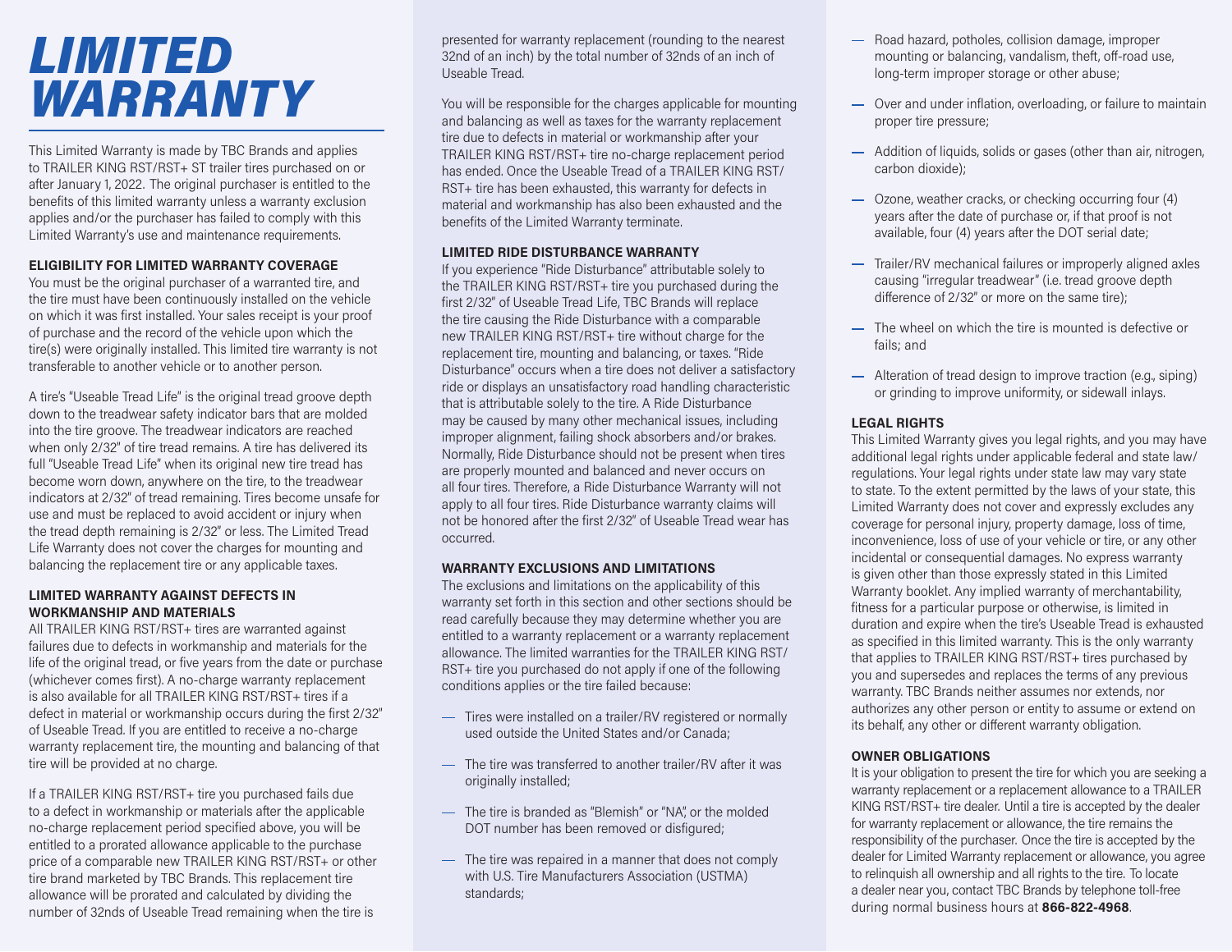# LIMITED WARRANTY

This Limited Warranty is made by TBC Brands and applies to TRAILER KING RST/RST+ ST trailer tires purchased on or after January 1, 2022. The original purchaser is entitled to the benefits of this limited warranty unless a warranty exclusion applies and/or the purchaser has failed to comply with this Limited Warranty's use and maintenance requirements.

**ELIGIBILITY FOR LIMITED WARRANTY COVERAGE**

You must be the original purchaser of a warranted tire, and the tire must have been continuously installed on the vehicle on which it was first installed. Your sales receipt is your proof of purchase and the record of the vehicle upon which the tire(s) were originally installed. This limited tire warranty is not transferable to another vehicle or to another person.

A tire's "Useable Tread Life" is the original tread groove depth down to the treadwear safety indicator bars that are molded into the tire groove. The treadwear indicators are reached when only 2/32" of tire tread remains. A tire has delivered its full "Useable Tread Life" when its original new tire tread has become worn down, anywhere on the tire, to the treadwear indicators at 2/32" of tread remaining. Tires become unsafe for use and must be replaced to avoid accident or injury when the tread depth remaining is 2/32" or less. The Limited Tread Life Warranty does not cover the charges for mounting and balancing the replacement tire or any applicable taxes.

**LIMITED WARRANTY AGAINST DEFECTS IN WORKMANSHIP AND MATERIALS**

All TRAILER KING RST/RST+ tires are warranted against failures due to defects in workmanship and materials for the life of the original tread, or five years from the date or purchase (whichever comes first). A no-charge warranty replacement is also available for all TRAILER KING RST/RST+ tires if a defect in material or workmanship occurs during the first 2/32" of Useable Tread. If you are entitled to receive a no-charge warranty replacement tire, the mounting and balancing of that tire will be provided at no charge.

If a TRAILER KING RST/RST+ tire you purchased fails due to a defect in workmanship or materials after the applicable no-charge replacement period specified above, you will be entitled to a prorated allowance applicable to the purchase price of a comparable new TRAILER KING RST/RST+ or other tire brand marketed by TBC Brands. This replacement tire allowance will be prorated and calculated by dividing the number of 32nds of Useable Tread remaining when the tire is presented for warranty replacement (rounding to the nearest 32nd of an inch) by the total number of 32nds of an inch of Useable Tread.

You will be responsible for the charges applicable for mounting and balancing as well as taxes for the warranty replacement tire due to defects in material or workmanship after your TRAILER KING RST/RST+ tire no-charge replacement period has ended. Once the Useable Tread of a TRAILER KING RST/RST+ tire has been exhausted, this warranty for defects in material and workmanship has also been exhausted and the benefits of the Limited Warranty terminate.

**LIMITED RIDE DISTURBANCE WARRANTY**

If you experience "Ride Disturbance" attributable solely to the TRAILER KING RST/RST+ tire you purchased during the first 2/32" of Useable Tread Life, TBC Brands will replace the tire causing the Ride Disturbance with a comparable new TRAILER KING RST/RST+ tire without charge for the replacement tire, mounting and balancing, or taxes. "Ride Disturbance" occurs when a tire does not deliver a satisfactory ride or displays an unsatisfactory road handling characteristic that is attributable solely to the tire. A Ride Disturbance may be caused by many other mechanical issues, including improper alignment, failing shock absorbers and/or brakes. Normally, Ride Disturbance should not be present when tires are properly mounted and balanced and never occurs on all four tires. Therefore, a Ride Disturbance Warranty will not apply to all four tires. Ride Disturbance warranty claims will not be honored after the first 2/32" of Useable Tread wear has occurred.

**WARRANTY EXCLUSIONS AND LIMITATIONS**

The exclusions and limitations on the applicability of this warranty set forth in this section and other sections should be read carefully because they may determine whether you are entitled to a warranty replacement or a warranty replacement allowance. The limited warranties for the TRAILER KING RST/RST+ tire you purchased do not apply if one of the following conditions applies or the tire failed because:

- Tires were installed on a trailer/RV registered or normally used outside the United States and/or Canada;
- The tire was transferred to another trailer/RV after it was originally installed;
- The tire is branded as "Blemish" or "NA", or the molded DOT number has been removed or disfigured;
- The tire was repaired in a manner that does not comply with U.S. Tire Manufacturers Association (USTMA) standards;
- Road hazard, potholes, collision damage, improper mounting or balancing, vandalism, theft, off-road use, long-term improper storage or other abuse;
- Over and under inflation, overloading, or failure to maintain proper tire pressure;
- Addition of liquids, solids or gases (other than air, nitrogen, carbon dioxide);
- Ozone, weather cracks, or checking occurring four (4) years after the date of purchase or, if that proof is not available, four (4) years after the DOT serial date;
- Trailer/RV mechanical failures or improperly aligned axles causing "irregular treadwear" (i.e. tread groove depth difference of 2/32" or more on the same tire);
- The wheel on which the tire is mounted is defective or fails; and
- Alteration of tread design to improve traction (e.g., siping) or grinding to improve uniformity, or sidewall inlays.

**LEGAL RIGHTS**

This Limited Warranty gives you legal rights, and you may have additional legal rights under applicable federal and state law/regulations. Your legal rights under state law may vary state to state. To the extent permitted by the laws of your state, this Limited Warranty does not cover and expressly excludes any coverage for personal injury, property damage, loss of time, inconvenience, loss of use of your vehicle or tire, or any other incidental or consequential damages. No express warranty is given other than those expressly stated in this Limited Warranty booklet. Any implied warranty of merchantability, fitness for a particular purpose or otherwise, is limited in duration and expire when the tire's Useable Tread is exhausted as specified in this limited warranty. This is the only warranty that applies to TRAILER KING RST/RST+ tires purchased by you and supersedes and replaces the terms of any previous warranty. TBC Brands neither assumes nor extends, nor authorizes any other person or entity to assume or extend on its behalf, any other or different warranty obligation.

**OWNER OBLIGATIONS**

It is your obligation to present the tire for which you are seeking a warranty replacement or a replacement allowance to a TRAILER KING RST/RST+ tire dealer. Until a tire is accepted by the dealer for warranty replacement or allowance, the tire remains the responsibility of the purchaser. Once the tire is accepted by the dealer for Limited Warranty replacement or allowance, you agree to relinquish all ownership and all rights to the tire. To locate a dealer near you, contact TBC Brands by telephone toll-free during normal business hours at **866-822-4968**.